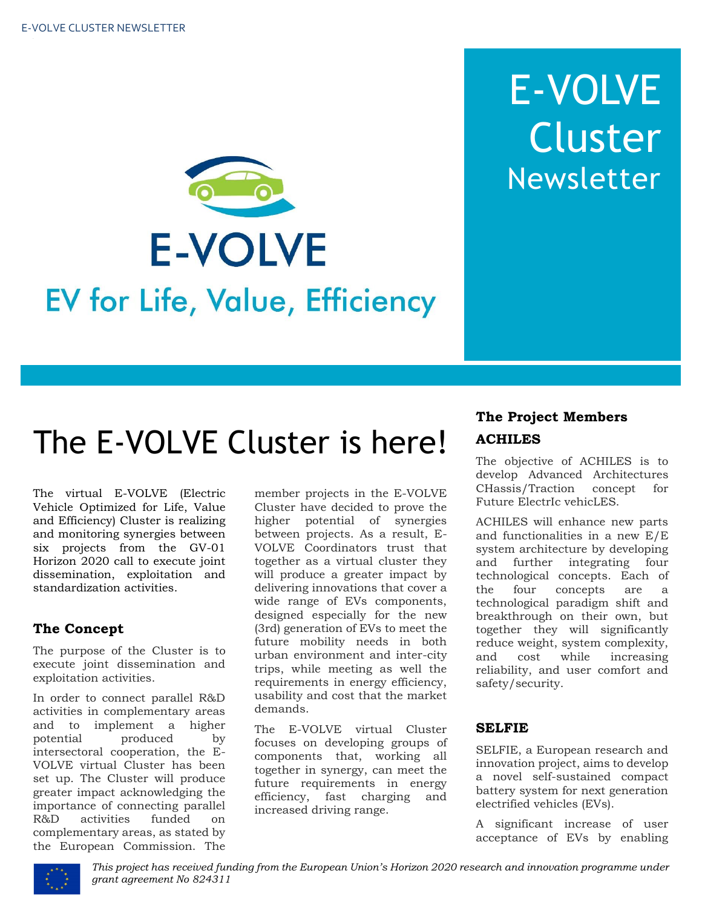# E-VOLVE Cluster Newsletter

E-VOLVE

EV for Life, Value, Efficiency

## The E-VOLVE Cluster is here!

The virtual E-VOLVE (Electric Vehicle Optimized for Life, Value and Efficiency) Cluster is realizing and monitoring synergies between six projects from the GV-01 Horizon 2020 call to execute joint dissemination, exploitation and standardization activities.

### The Concept

The purpose of the Cluster is to execute joint dissemination and exploitation activities.

In order to connect parallel R&D activities in complementary areas and to implement a higher potential produced by intersectoral cooperation, the E-VOLVE virtual Cluster has been set up. The Cluster will produce greater impact acknowledging the importance of connecting parallel R&D activities funded on complementary areas, as stated by the European Commission. The member projects in the E-VOLVE Cluster have decided to prove the higher potential of synergies between projects. As a result, E-VOLVE Coordinators trust that together as a virtual cluster they will produce a greater impact by delivering innovations that cover a wide range of EVs components, designed especially for the new (3rd) generation of EVs to meet the future mobility needs in both urban environment and inter-city trips, while meeting as well the requirements in energy efficiency, usability and cost that the market demands.

The E-VOLVE virtual Cluster focuses on developing groups of components that, working all together in synergy, can meet the future requirements in energy efficiency, fast charging and increased driving range.

### The Project Members

#### ACHILES

The objective of ACHILES is to develop Advanced Architectures CHassis/Traction concept for Future ElectrIc vehicLES.

ACHILES will enhance new parts and functionalities in a new E/E system architecture by developing and further integrating four technological concepts. Each of the four concepts are a technological paradigm shift and breakthrough on their own, but together they will significantly reduce weight, system complexity, and cost while increasing reliability, and user comfort and safety/security.

#### SELFIE

SELFIE, a European research and innovation project, aims to develop a novel self-sustained compact battery system for next generation electrified vehicles (EVs).

A significant increase of user acceptance of EVs by enabling

*This project has received funding from the European Union's Horizon 2020 research and innovation programme under grant agreement No 824311*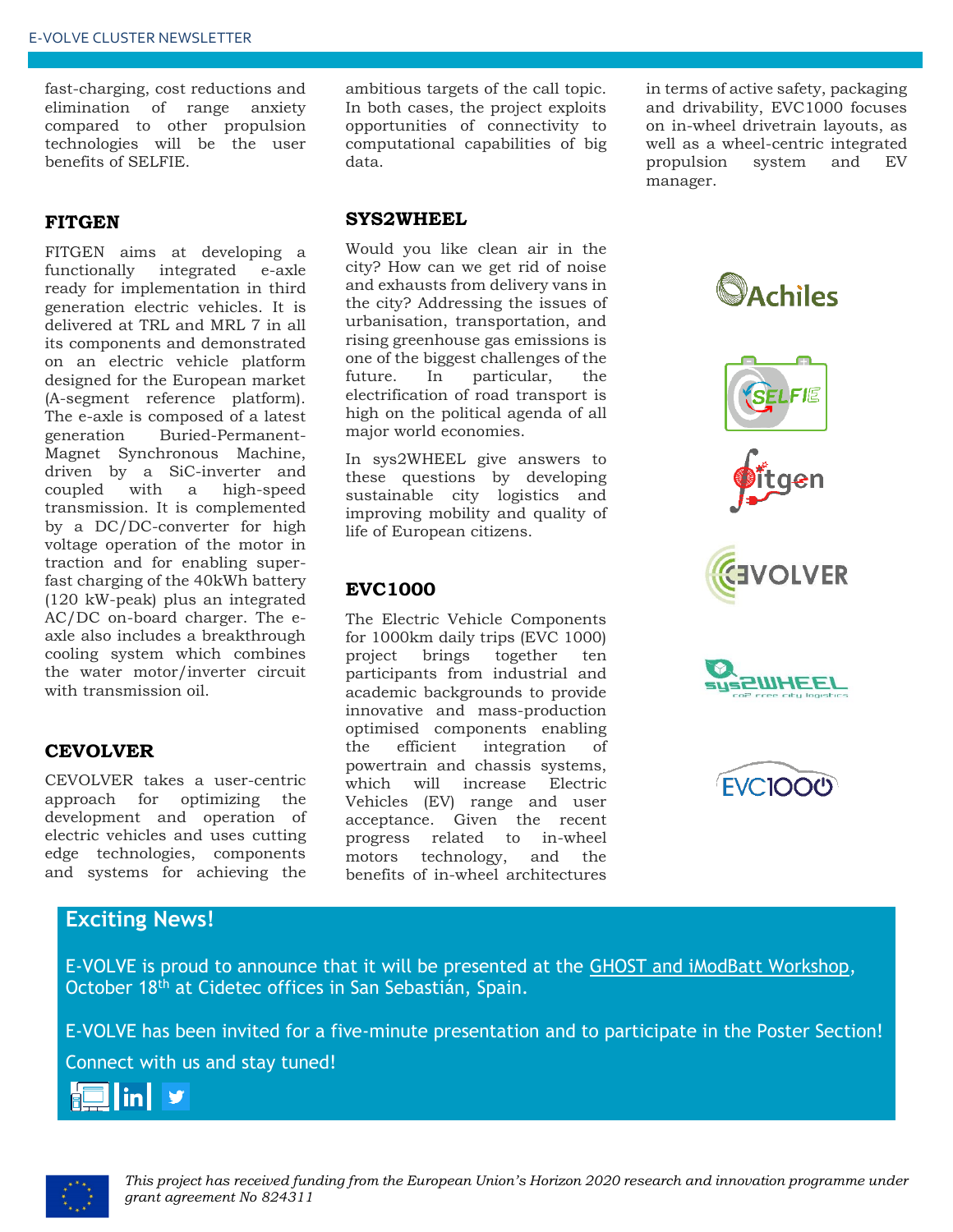fast-charging, cost reductions and elimination of range anxiety compared to other propulsion technologies will be the user benefits of SELFIE.

## FITGEN

FITGEN aims at developing a functionally integrated e-axle ready for implementation in third generation electric vehicles. It is delivered at TRL and MRL 7 in all its components and demonstrated on an electric vehicle platform designed for the European market (A-segment reference platform). The e-axle is composed of a latest generation Buried-Permanent-Magnet Synchronous Machine, driven by a SiC-inverter and coupled with a high-speed transmission. It is complemented by a DC/DC-converter for high voltage operation of the motor in traction and for enabling super-fast charging of the 40kWh battery (120 kW-peak) plus an integrated AC/DC on-board charger. The e-axle also includes a breakthrough cooling system which combines the water motor/inverter circuit with transmission oil.

## CEVOLVER

CEVOLVER takes a user-centric approach for optimizing the development and operation of electric vehicles and uses cutting edge technologies, components and systems for achieving the ambitious targets of the call topic. In both cases, the project exploits opportunities of connectivity to computational capabilities of big data.

## SYS2WHEEL

Would you like clean air in the city? How can we get rid of noise and exhausts from delivery vans in the city? Addressing the issues of urbanisation, transportation, and rising greenhouse gas emissions is one of the biggest challenges of the future. In particular, the electrification of road transport is high on the political agenda of all major world economies.

In sys2WHEEL give answers to these questions by developing sustainable city logistics and improving mobility and quality of life of European citizens.

## EVC1000

The Electric Vehicle Components for 1000km daily trips (EVC 1000) project brings together ten participants from industrial and academic backgrounds to provide innovative and mass-production optimised components enabling the efficient integration of powertrain and chassis systems, which will increase Electric Vehicles (EV) range and user acceptance. Given the recent progress related to in-wheel motors technology, and the benefits of in-wheel architectures in terms of active safety, packaging and drivability, EVC1000 focuses on in-wheel drivetrain layouts, as well as a wheel-centric integrated propulsion system and EV manager.

## Exciting News!

E-VOLVE is proud to announce that it will be presented at the GHOST and iModBatt Workshop, October 18th at Cidetec offices in San Sebastián, Spain.

E-VOLVE has been invited for a five-minute presentation and to participate in the Poster Section!

Connect with us and stay tuned!

*This project has received funding from the European Union's Horizon 2020 research and innovation programme under grant agreement No 824311*